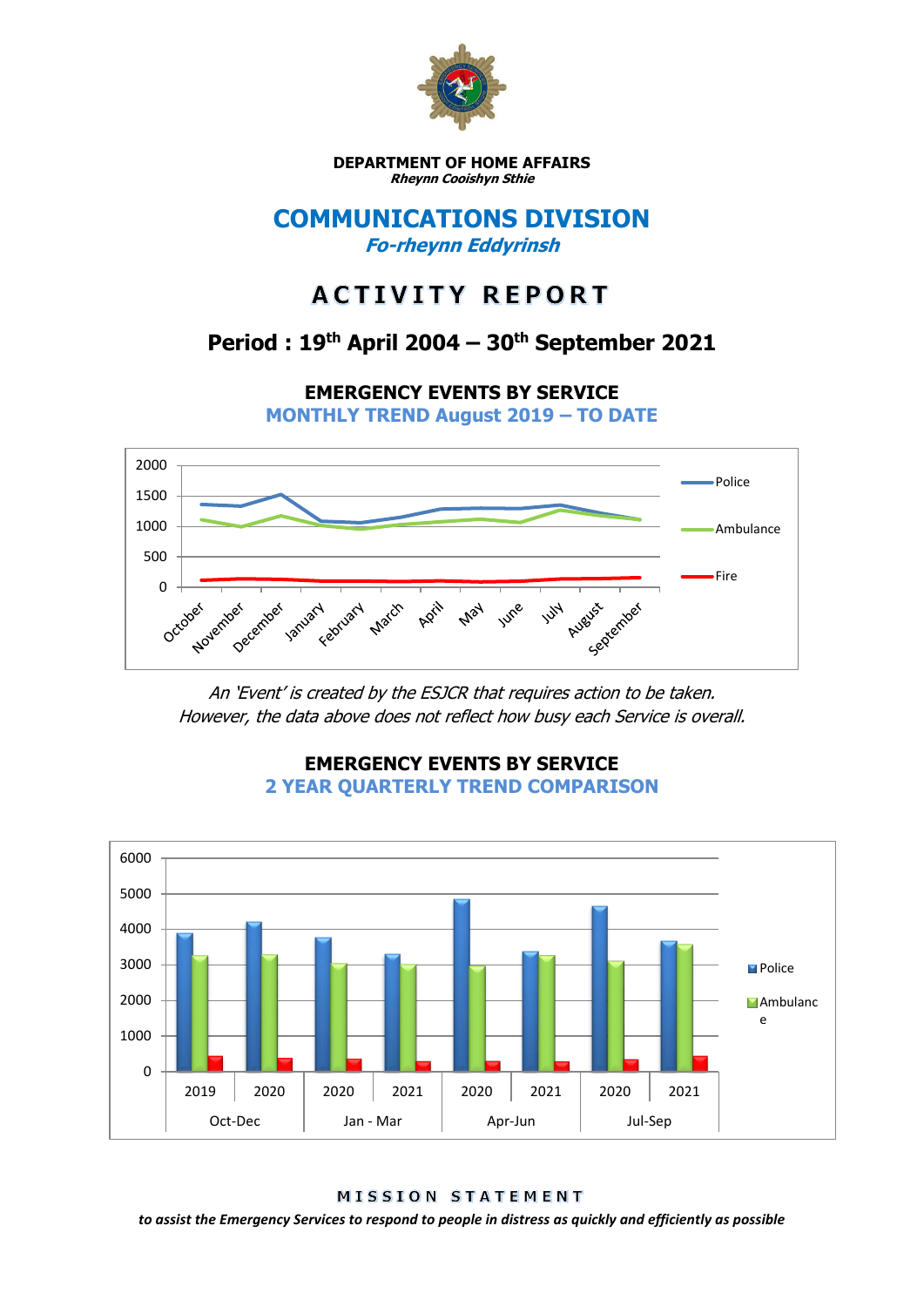**DEPARTMENT OF HOME AFFAIRS**
***Rheynn Cooishyn Sthie***

# COMMUNICATIONS DIVISION

## *Fo-rheynn Eddyrinsh*

# ACTIVITY REPORT

## Period : 19th April 2004 – 30th September 2021

### EMERGENCY EVENTS BY SERVICE
### MONTHLY TREND August 2019 – TO DATE

*An 'Event' is created by the ESJCR that requires action to be taken. However, the data above does not reflect how busy each Service is overall.*

### EMERGENCY EVENTS BY SERVICE
### 2 YEAR QUARTERLY TREND COMPARISON

**MISSION STATEMENT**

***to assist the Emergency Services to respond to people in distress as quickly and efficiently as possible***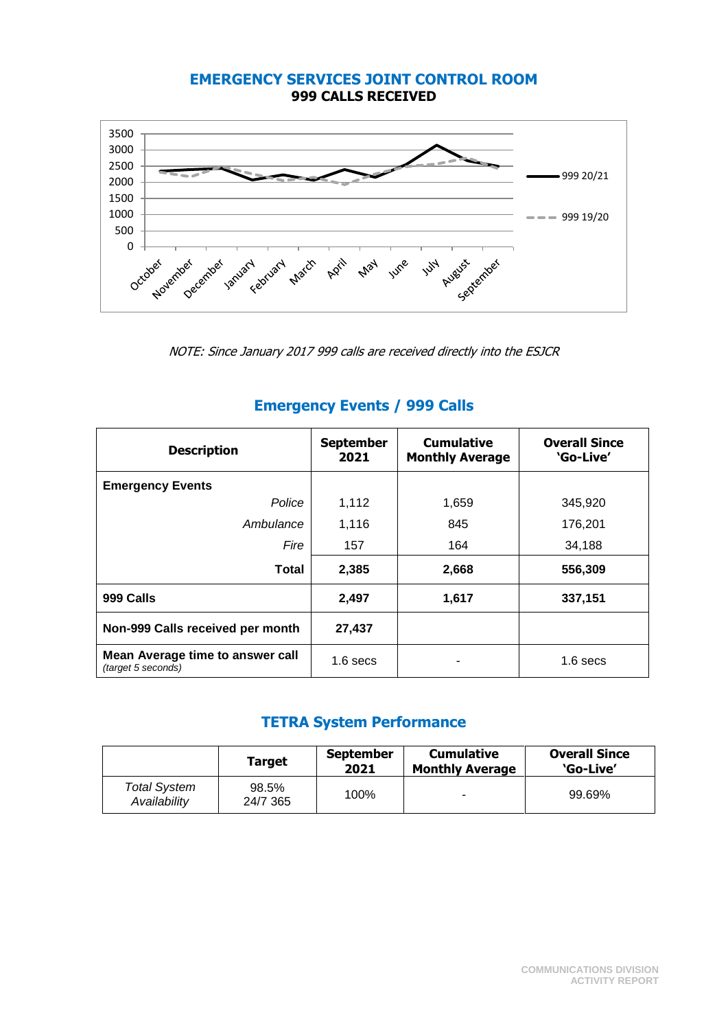## EMERGENCY SERVICES JOINT CONTROL ROOM
### 999 CALLS RECEIVED

3500
3000
2500
2000
1500
1000
500
0

October
November
December
January
February
March
April
May
June
July
August
September

999 20/21
999 19/20

*NOTE: Since January 2017 999 calls are received directly into the ESJCR*

## Emergency Events / 999 Calls

| Description | September 2021 | Cumulative Monthly Average | Overall Since 'Go-Live' |
|---|---|---|---|
| **Emergency Events** | | | |
| *Police* | 1,112 | 1,659 | 345,920 |
| *Ambulance* | 1,116 | 845 | 176,201 |
| *Fire* | 157 | 164 | 34,188 |
| **Total** | **2,385** | **2,668** | **556,309** |
| **999 Calls** | **2,497** | **1,617** | **337,151** |
| **Non-999 Calls received per month** | **27,437** | | |
| **Mean Average time to answer call** *(target 5 seconds)* | 1.6 secs | - | 1.6 secs |

## TETRA System Performance

| | Target | September 2021 | Cumulative Monthly Average | Overall Since 'Go-Live' |
|---|---|---|---|---|
| *Total System Availability* | 98.5% 24/7 365 | 100% | - | 99.69% |